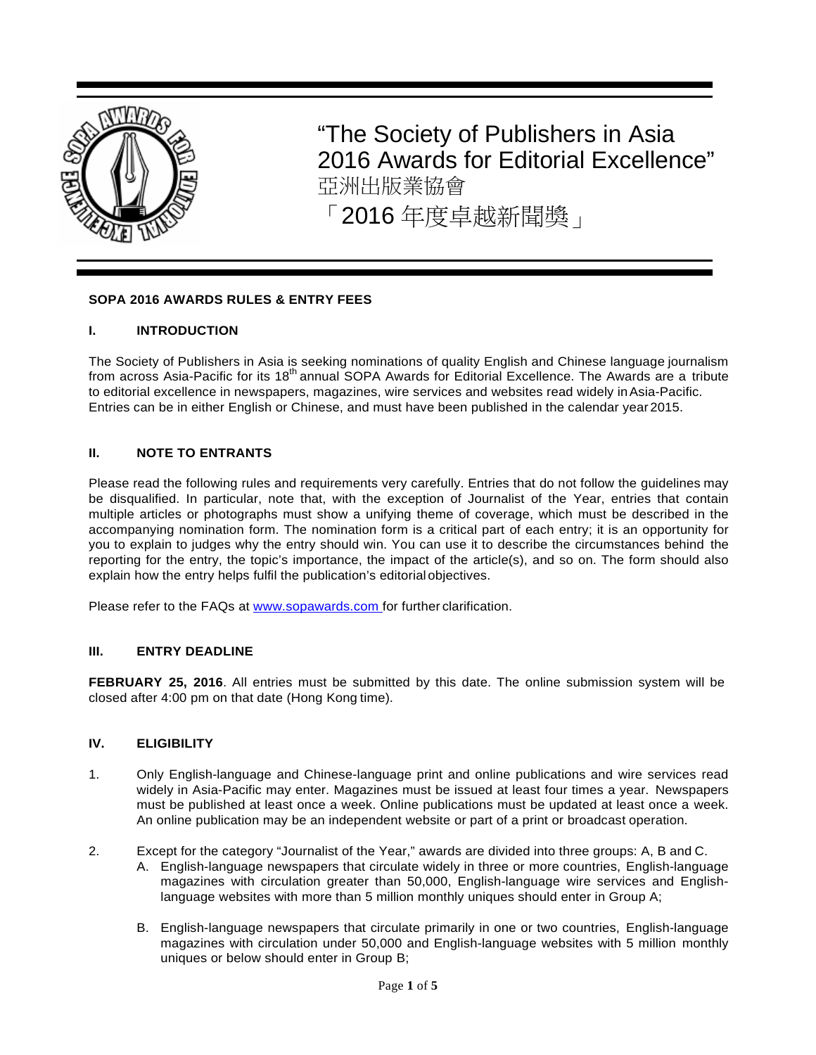# "The Society of Publishers in Asia 2016 Awards for Editorial Excellence"
# 亞洲出版業協會
# 「2016 年度卓越新聞獎」

**SOPA 2016 AWARDS RULES & ENTRY FEES**

## I. INTRODUCTION

The Society of Publishers in Asia is seeking nominations of quality English and Chinese language journalism from across Asia-Pacific for its 18th annual SOPA Awards for Editorial Excellence. The Awards are a tribute to editorial excellence in newspapers, magazines, wire services and websites read widely in Asia-Pacific. Entries can be in either English or Chinese, and must have been published in the calendar year 2015.

## II. NOTE TO ENTRANTS

Please read the following rules and requirements very carefully. Entries that do not follow the guidelines may be disqualified. In particular, note that, with the exception of Journalist of the Year, entries that contain multiple articles or photographs must show a unifying theme of coverage, which must be described in the accompanying nomination form. The nomination form is a critical part of each entry; it is an opportunity for you to explain to judges why the entry should win. You can use it to describe the circumstances behind the reporting for the entry, the topic's importance, the impact of the article(s), and so on. The form should also explain how the entry helps fulfil the publication's editorial objectives.

Please refer to the FAQs at [www.sopawards.com](http://www.sopawards.com) for further clarification.

## III. ENTRY DEADLINE

**FEBRUARY 25, 2016**. All entries must be submitted by this date. The online submission system will be closed after 4:00 pm on that date (Hong Kong time).

## IV. ELIGIBILITY

1. Only English-language and Chinese-language print and online publications and wire services read widely in Asia-Pacific may enter. Magazines must be issued at least four times a year. Newspapers must be published at least once a week. Online publications must be updated at least once a week. An online publication may be an independent website or part of a print or broadcast operation.

2. Except for the category "Journalist of the Year," awards are divided into three groups: A, B and C.
   A. English-language newspapers that circulate widely in three or more countries, English-language magazines with circulation greater than 50,000, English-language wire services and English-language websites with more than 5 million monthly uniques should enter in Group A;

   B. English-language newspapers that circulate primarily in one or two countries, English-language magazines with circulation under 50,000 and English-language websites with 5 million monthly uniques or below should enter in Group B;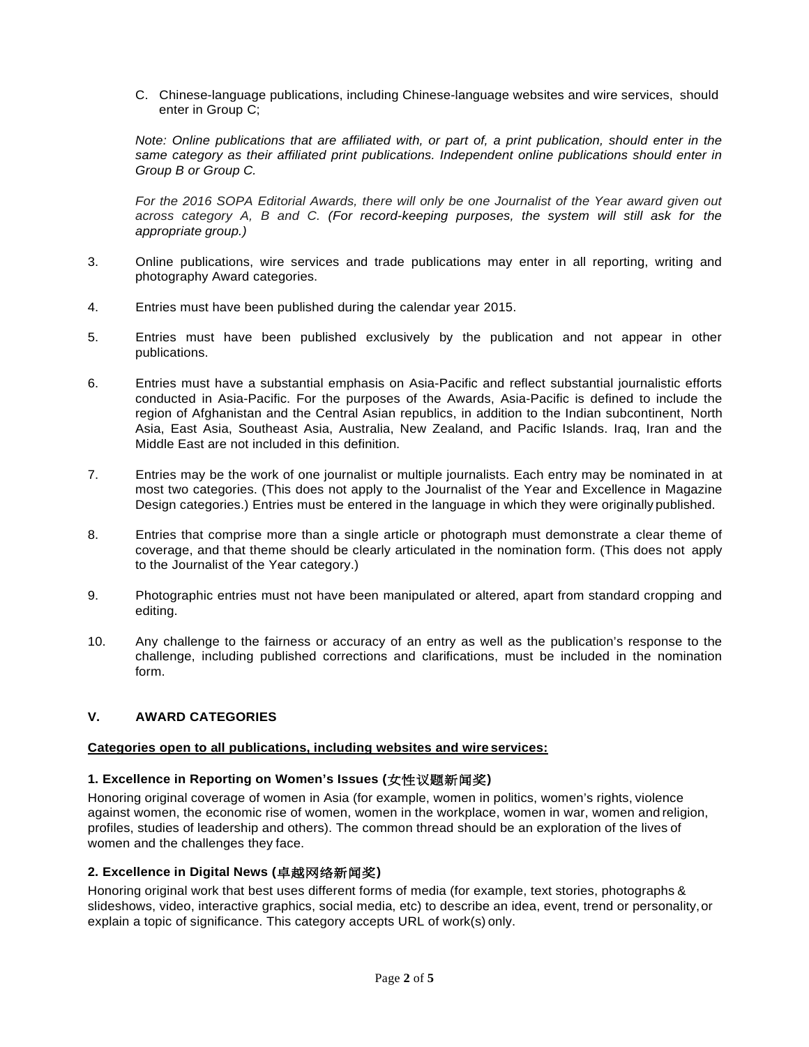C. Chinese-language publications, including Chinese-language websites and wire services, should enter in Group C;

*Note: Online publications that are affiliated with, or part of, a print publication, should enter in the same category as their affiliated print publications. Independent online publications should enter in Group B or Group C.*

*For the 2016 SOPA Editorial Awards, there will only be one Journalist of the Year award given out across category A, B and C. (For record-keeping purposes, the system will still ask for the appropriate group.)*

3. Online publications, wire services and trade publications may enter in all reporting, writing and photography Award categories.

4. Entries must have been published during the calendar year 2015.

5. Entries must have been published exclusively by the publication and not appear in other publications.

6. Entries must have a substantial emphasis on Asia-Pacific and reflect substantial journalistic efforts conducted in Asia-Pacific. For the purposes of the Awards, Asia-Pacific is defined to include the region of Afghanistan and the Central Asian republics, in addition to the Indian subcontinent, North Asia, East Asia, Southeast Asia, Australia, New Zealand, and Pacific Islands. Iraq, Iran and the Middle East are not included in this definition.

7. Entries may be the work of one journalist or multiple journalists. Each entry may be nominated in at most two categories. (This does not apply to the Journalist of the Year and Excellence in Magazine Design categories.) Entries must be entered in the language in which they were originally published.

8. Entries that comprise more than a single article or photograph must demonstrate a clear theme of coverage, and that theme should be clearly articulated in the nomination form. (This does not apply to the Journalist of the Year category.)

9. Photographic entries must not have been manipulated or altered, apart from standard cropping and editing.

10. Any challenge to the fairness or accuracy of an entry as well as the publication's response to the challenge, including published corrections and clarifications, must be included in the nomination form.

## V. AWARD CATEGORIES

**Categories open to all publications, including websites and wire services:**

### 1. Excellence in Reporting on Women's Issues (女性议题新闻奖)

Honoring original coverage of women in Asia (for example, women in politics, women's rights, violence against women, the economic rise of women, women in the workplace, women in war, women and religion, profiles, studies of leadership and others). The common thread should be an exploration of the lives of women and the challenges they face.

### 2. Excellence in Digital News (卓越网络新闻奖)

Honoring original work that best uses different forms of media (for example, text stories, photographs & slideshows, video, interactive graphics, social media, etc) to describe an idea, event, trend or personality, or explain a topic of significance. This category accepts URL of work(s) only.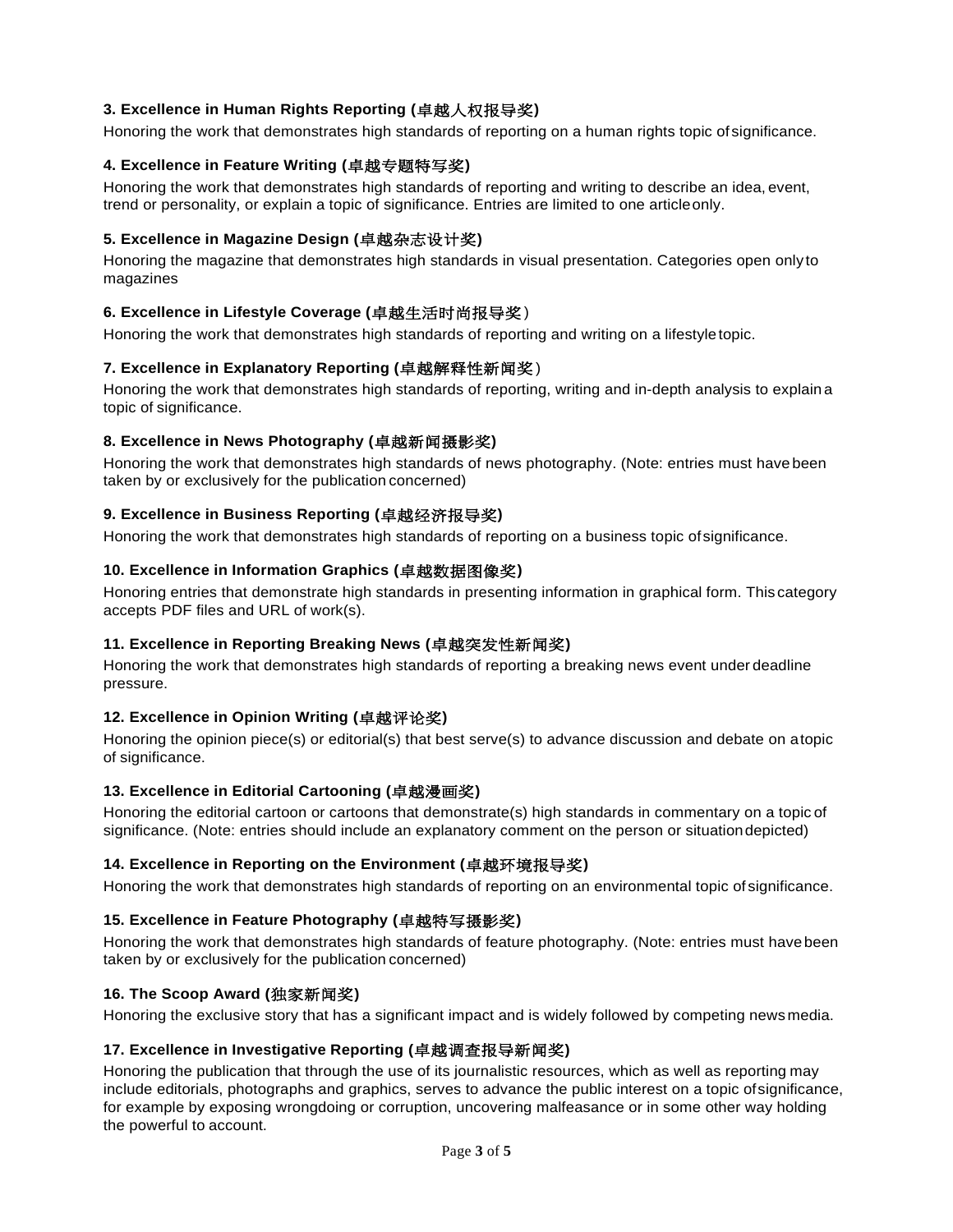**3. Excellence in Human Rights Reporting (卓越人权报导奖)**

Honoring the work that demonstrates high standards of reporting on a human rights topic of significance.

**4. Excellence in Feature Writing (卓越专题特写奖)**

Honoring the work that demonstrates high standards of reporting and writing to describe an idea, event, trend or personality, or explain a topic of significance. Entries are limited to one article only.

**5. Excellence in Magazine Design (卓越杂志设计奖)**

Honoring the magazine that demonstrates high standards in visual presentation. Categories open only to magazines

**6. Excellence in Lifestyle Coverage (卓越生活时尚报导奖）**

Honoring the work that demonstrates high standards of reporting and writing on a lifestyle topic.

**7. Excellence in Explanatory Reporting (卓越解释性新闻奖）**

Honoring the work that demonstrates high standards of reporting, writing and in-depth analysis to explain a topic of significance.

**8. Excellence in News Photography (卓越新闻摄影奖)**

Honoring the work that demonstrates high standards of news photography. (Note: entries must have been taken by or exclusively for the publication concerned)

**9. Excellence in Business Reporting (卓越经济报导奖)**

Honoring the work that demonstrates high standards of reporting on a business topic of significance.

**10. Excellence in Information Graphics (卓越数据图像奖)**

Honoring entries that demonstrate high standards in presenting information in graphical form. This category accepts PDF files and URL of work(s).

**11. Excellence in Reporting Breaking News (卓越突发性新闻奖)**

Honoring the work that demonstrates high standards of reporting a breaking news event under deadline pressure.

**12. Excellence in Opinion Writing (卓越评论奖)**

Honoring the opinion piece(s) or editorial(s) that best serve(s) to advance discussion and debate on a topic of significance.

**13. Excellence in Editorial Cartooning (卓越漫画奖)**

Honoring the editorial cartoon or cartoons that demonstrate(s) high standards in commentary on a topic of significance. (Note: entries should include an explanatory comment on the person or situation depicted)

**14. Excellence in Reporting on the Environment (卓越环境报导奖)**

Honoring the work that demonstrates high standards of reporting on an environmental topic of significance.

**15. Excellence in Feature Photography (卓越特写摄影奖)**

Honoring the work that demonstrates high standards of feature photography. (Note: entries must have been taken by or exclusively for the publication concerned)

**16. The Scoop Award (独家新闻奖)**

Honoring the exclusive story that has a significant impact and is widely followed by competing news media.

**17. Excellence in Investigative Reporting (卓越调查报导新闻奖)**

Honoring the publication that through the use of its journalistic resources, which as well as reporting may include editorials, photographs and graphics, serves to advance the public interest on a topic of significance, for example by exposing wrongdoing or corruption, uncovering malfeasance or in some other way holding the powerful to account.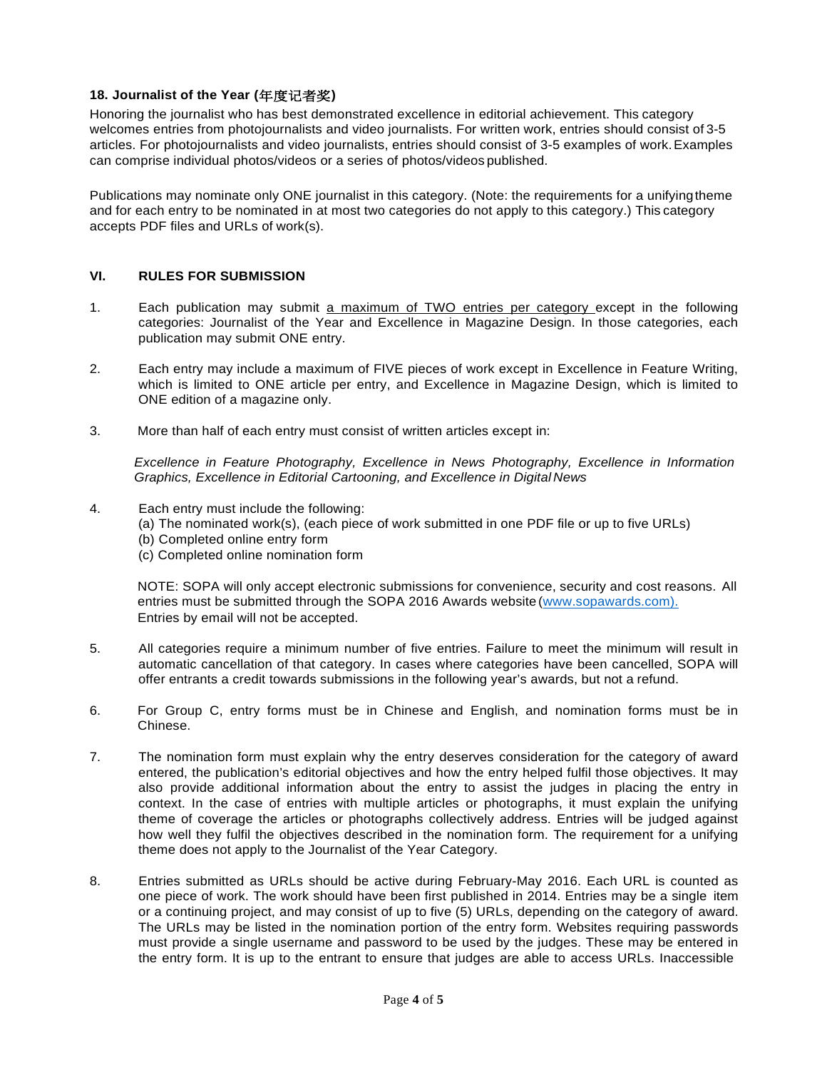**18. Journalist of the Year (年度记者奖)**

Honoring the journalist who has best demonstrated excellence in editorial achievement. This category welcomes entries from photojournalists and video journalists. For written work, entries should consist of 3-5 articles. For photojournalists and video journalists, entries should consist of 3-5 examples of work. Examples can comprise individual photos/videos or a series of photos/videos published.

Publications may nominate only ONE journalist in this category. (Note: the requirements for a unifying theme and for each entry to be nominated in at most two categories do not apply to this category.) This category accepts PDF files and URLs of work(s).

## VI. RULES FOR SUBMISSION

1. Each publication may submit <u>a maximum of TWO entries per category</u> except in the following categories: Journalist of the Year and Excellence in Magazine Design. In those categories, each publication may submit ONE entry.

2. Each entry may include a maximum of FIVE pieces of work except in Excellence in Feature Writing, which is limited to ONE article per entry, and Excellence in Magazine Design, which is limited to ONE edition of a magazine only.

3. More than half of each entry must consist of written articles except in:

   *Excellence in Feature Photography, Excellence in News Photography, Excellence in Information Graphics, Excellence in Editorial Cartooning, and Excellence in Digital News*

4. Each entry must include the following:
   (a) The nominated work(s), (each piece of work submitted in one PDF file or up to five URLs)
   (b) Completed online entry form
   (c) Completed online nomination form

   NOTE: SOPA will only accept electronic submissions for convenience, security and cost reasons. All entries must be submitted through the SOPA 2016 Awards website (www.sopawards.com). Entries by email will not be accepted.

5. All categories require a minimum number of five entries. Failure to meet the minimum will result in automatic cancellation of that category. In cases where categories have been cancelled, SOPA will offer entrants a credit towards submissions in the following year's awards, but not a refund.

6. For Group C, entry forms must be in Chinese and English, and nomination forms must be in Chinese.

7. The nomination form must explain why the entry deserves consideration for the category of award entered, the publication's editorial objectives and how the entry helped fulfil those objectives. It may also provide additional information about the entry to assist the judges in placing the entry in context. In the case of entries with multiple articles or photographs, it must explain the unifying theme of coverage the articles or photographs collectively address. Entries will be judged against how well they fulfil the objectives described in the nomination form. The requirement for a unifying theme does not apply to the Journalist of the Year Category.

8. Entries submitted as URLs should be active during February-May 2016. Each URL is counted as one piece of work. The work should have been first published in 2014. Entries may be a single item or a continuing project, and may consist of up to five (5) URLs, depending on the category of award. The URLs may be listed in the nomination portion of the entry form. Websites requiring passwords must provide a single username and password to be used by the judges. These may be entered in the entry form. It is up to the entrant to ensure that judges are able to access URLs. Inaccessible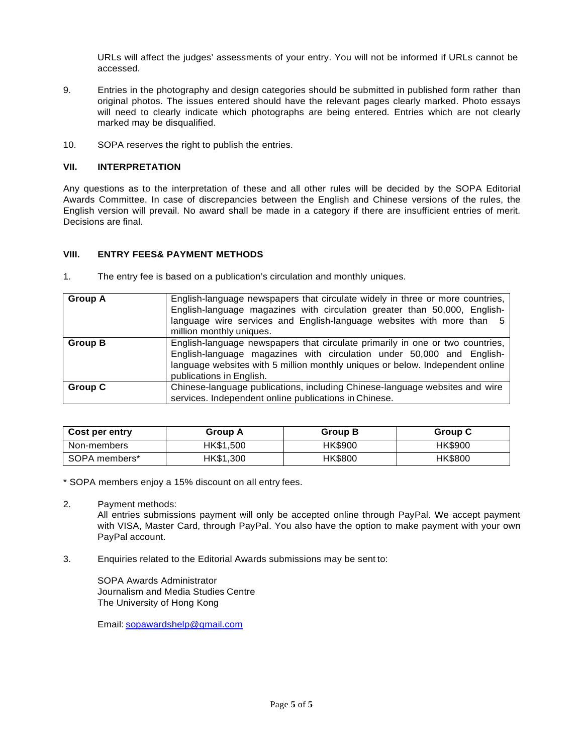URLs will affect the judges' assessments of your entry. You will not be informed if URLs cannot be accessed.

9. Entries in the photography and design categories should be submitted in published form rather than original photos. The issues entered should have the relevant pages clearly marked. Photo essays will need to clearly indicate which photographs are being entered. Entries which are not clearly marked may be disqualified.

10. SOPA reserves the right to publish the entries.

## VII. INTERPRETATION

Any questions as to the interpretation of these and all other rules will be decided by the SOPA Editorial Awards Committee. In case of discrepancies between the English and Chinese versions of the rules, the English version will prevail. No award shall be made in a category if there are insufficient entries of merit. Decisions are final.

## VIII. ENTRY FEES& PAYMENT METHODS

1. The entry fee is based on a publication's circulation and monthly uniques.

| | |
|---|---|
| **Group A** | English-language newspapers that circulate widely in three or more countries, English-language magazines with circulation greater than 50,000, English-language wire services and English-language websites with more than 5 million monthly uniques. |
| **Group B** | English-language newspapers that circulate primarily in one or two countries, English-language magazines with circulation under 50,000 and English-language websites with 5 million monthly uniques or below. Independent online publications in English. |
| **Group C** | Chinese-language publications, including Chinese-language websites and wire services. Independent online publications in Chinese. |

| **Cost per entry** | **Group A** | **Group B** | **Group C** |
|---|---|---|---|
| Non-members | HK$1,500 | HK$900 | HK$900 |
| SOPA members* | HK$1,300 | HK$800 | HK$800 |

* SOPA members enjoy a 15% discount on all entry fees.

2. Payment methods:
All entries submissions payment will only be accepted online through PayPal. We accept payment with VISA, Master Card, through PayPal. You also have the option to make payment with your own PayPal account.

3. Enquiries related to the Editorial Awards submissions may be sent to:

SOPA Awards Administrator
Journalism and Media Studies Centre
The University of Hong Kong

Email: sopawardshelp@gmail.com